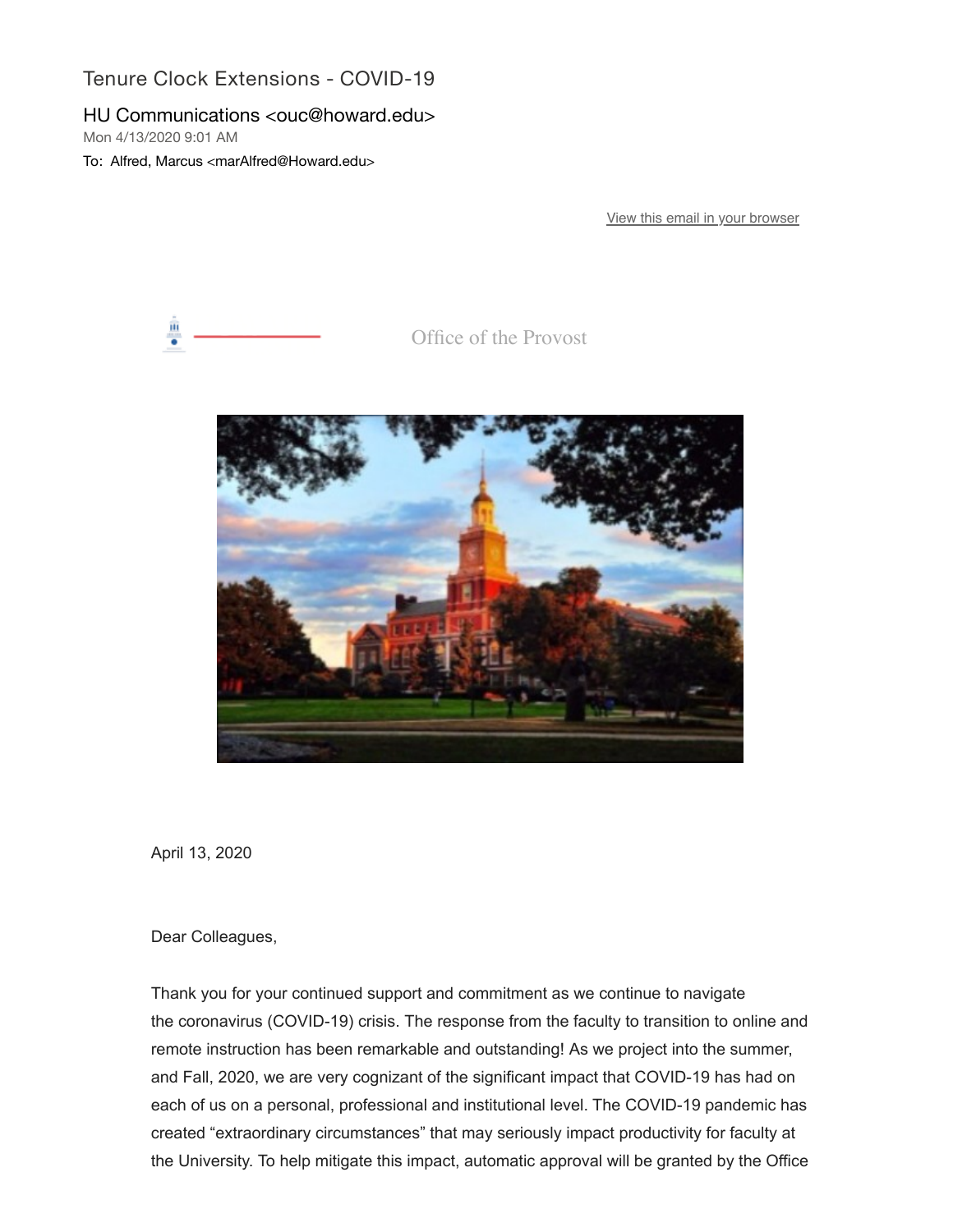# Tenure Clock Extensions - COVID-19

HU Communications <ouc@howard.edu>
Mon 4/13/2020 9:01 AM
To: Alfred, Marcus <marAlfred@Howard.edu>

View this email in your browser

Office of the Provost

April 13, 2020

Dear Colleagues,

Thank you for your continued support and commitment as we continue to navigate the coronavirus (COVID-19) crisis. The response from the faculty to transition to online and remote instruction has been remarkable and outstanding! As we project into the summer, and Fall, 2020, we are very cognizant of the significant impact that COVID-19 has had on each of us on a personal, professional and institutional level. The COVID-19 pandemic has created "extraordinary circumstances" that may seriously impact productivity for faculty at the University. To help mitigate this impact, automatic approval will be granted by the Office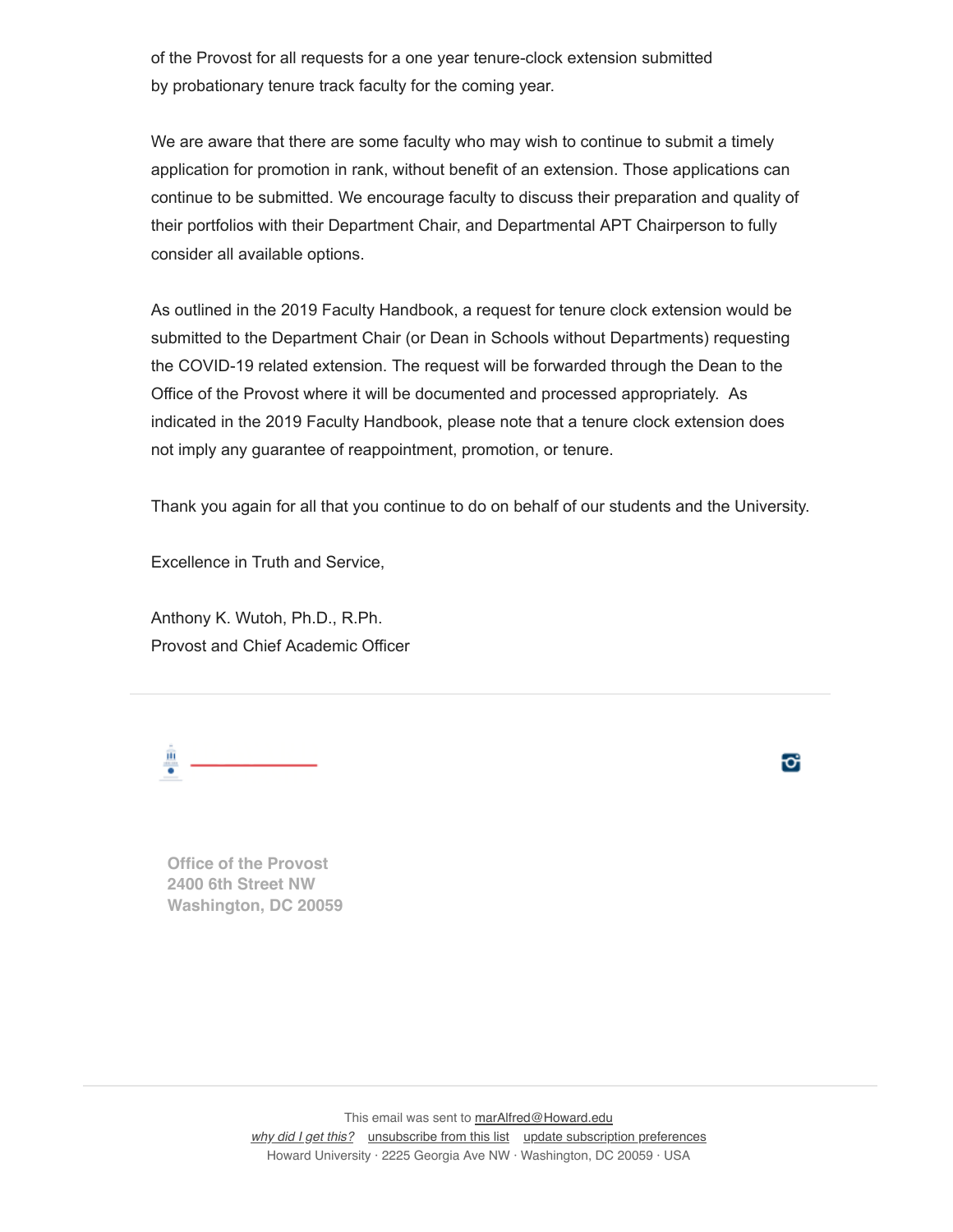of the Provost for all requests for a one year tenure-clock extension submitted by probationary tenure track faculty for the coming year.

We are aware that there are some faculty who may wish to continue to submit a timely application for promotion in rank, without benefit of an extension. Those applications can continue to be submitted. We encourage faculty to discuss their preparation and quality of their portfolios with their Department Chair, and Departmental APT Chairperson to fully consider all available options.

As outlined in the 2019 Faculty Handbook, a request for tenure clock extension would be submitted to the Department Chair (or Dean in Schools without Departments) requesting the COVID-19 related extension. The request will be forwarded through the Dean to the Office of the Provost where it will be documented and processed appropriately. As indicated in the 2019 Faculty Handbook, please note that a tenure clock extension does not imply any guarantee of reappointment, promotion, or tenure.

Thank you again for all that you continue to do on behalf of our students and the University.

Excellence in Truth and Service,

Anthony K. Wutoh, Ph.D., R.Ph.
Provost and Chief Academic Officer

---

**Office of the Provost**
**2400 6th Street NW**
**Washington, DC 20059**

---

This email was sent to marAlfred@Howard.edu
*why did I get this?* unsubscribe from this list update subscription preferences
Howard University · 2225 Georgia Ave NW · Washington, DC 20059 · USA